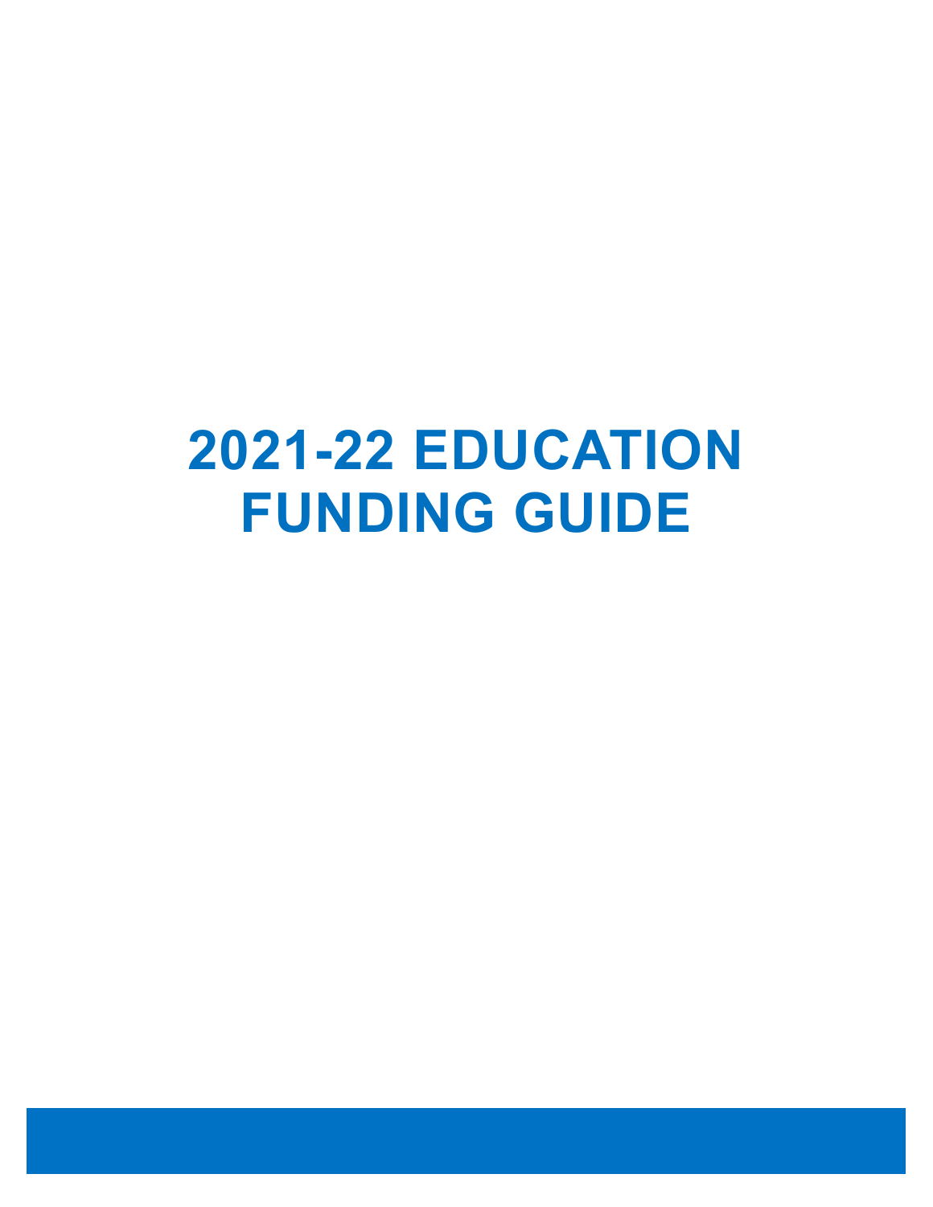# 2021-22 EDUCATION FUNDING GUIDE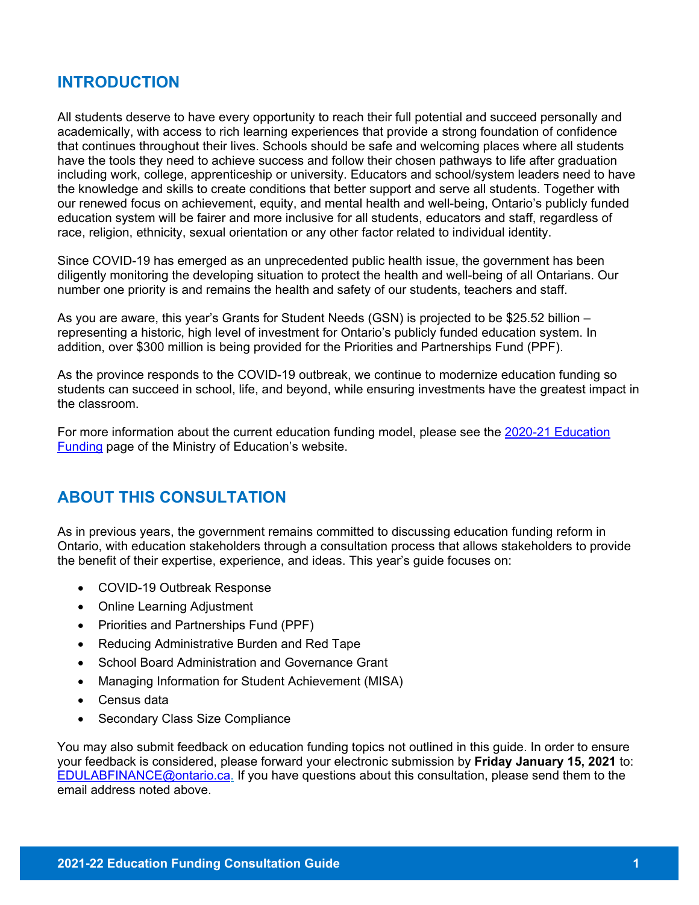## INTRODUCTION

All students deserve to have every opportunity to reach their full potential and succeed personally and academically, with access to rich learning experiences that provide a strong foundation of confidence that continues throughout their lives. Schools should be safe and welcoming places where all students have the tools they need to achieve success and follow their chosen pathways to life after graduation including work, college, apprenticeship or university. Educators and school/system leaders need to have the knowledge and skills to create conditions that better support and serve all students. Together with our renewed focus on achievement, equity, and mental health and well-being, Ontario's publicly funded education system will be fairer and more inclusive for all students, educators and staff, regardless of race, religion, ethnicity, sexual orientation or any other factor related to individual identity.

Since COVID-19 has emerged as an unprecedented public health issue, the government has been diligently monitoring the developing situation to protect the health and well-being of all Ontarians. Our number one priority is and remains the health and safety of our students, teachers and staff.

As you are aware, this year's Grants for Student Needs (GSN) is projected to be $25.52 billion – representing a historic, high level of investment for Ontario's publicly funded education system. In addition, over $300 million is being provided for the Priorities and Partnerships Fund (PPF).

As the province responds to the COVID-19 outbreak, we continue to modernize education funding so students can succeed in school, life, and beyond, while ensuring investments have the greatest impact in the classroom.

For more information about the current education funding model, please see the 2020-21 Education Funding page of the Ministry of Education's website.

## ABOUT THIS CONSULTATION

As in previous years, the government remains committed to discussing education funding reform in Ontario, with education stakeholders through a consultation process that allows stakeholders to provide the benefit of their expertise, experience, and ideas. This year's guide focuses on:

- COVID-19 Outbreak Response
- Online Learning Adjustment
- Priorities and Partnerships Fund (PPF)
- Reducing Administrative Burden and Red Tape
- School Board Administration and Governance Grant
- Managing Information for Student Achievement (MISA)
- Census data
- Secondary Class Size Compliance

You may also submit feedback on education funding topics not outlined in this guide. In order to ensure your feedback is considered, please forward your electronic submission by **Friday January 15, 2021** to: EDULABFINANCE@ontario.ca. If you have questions about this consultation, please send them to the email address noted above.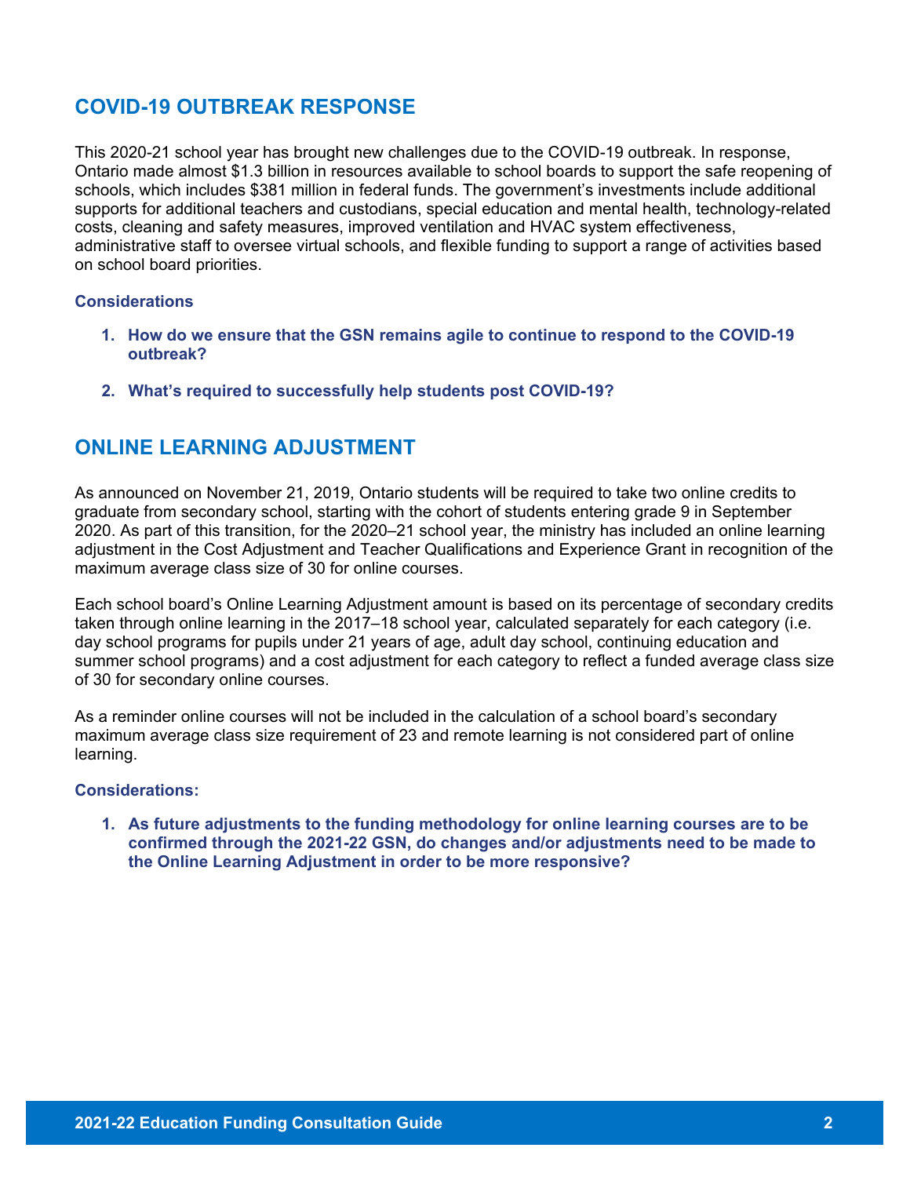## COVID-19 OUTBREAK RESPONSE

This 2020-21 school year has brought new challenges due to the COVID-19 outbreak. In response, Ontario made almost $1.3 billion in resources available to school boards to support the safe reopening of schools, which includes $381 million in federal funds. The government's investments include additional supports for additional teachers and custodians, special education and mental health, technology-related costs, cleaning and safety measures, improved ventilation and HVAC system effectiveness, administrative staff to oversee virtual schools, and flexible funding to support a range of activities based on school board priorities.

### Considerations

1. **How do we ensure that the GSN remains agile to continue to respond to the COVID-19 outbreak?**
2. **What's required to successfully help students post COVID-19?**

## ONLINE LEARNING ADJUSTMENT

As announced on November 21, 2019, Ontario students will be required to take two online credits to graduate from secondary school, starting with the cohort of students entering grade 9 in September 2020. As part of this transition, for the 2020–21 school year, the ministry has included an online learning adjustment in the Cost Adjustment and Teacher Qualifications and Experience Grant in recognition of the maximum average class size of 30 for online courses.

Each school board's Online Learning Adjustment amount is based on its percentage of secondary credits taken through online learning in the 2017–18 school year, calculated separately for each category (i.e. day school programs for pupils under 21 years of age, adult day school, continuing education and summer school programs) and a cost adjustment for each category to reflect a funded average class size of 30 for secondary online courses.

As a reminder online courses will not be included in the calculation of a school board's secondary maximum average class size requirement of 23 and remote learning is not considered part of online learning.

### Considerations:

1. **As future adjustments to the funding methodology for online learning courses are to be confirmed through the 2021-22 GSN, do changes and/or adjustments need to be made to the Online Learning Adjustment in order to be more responsive?**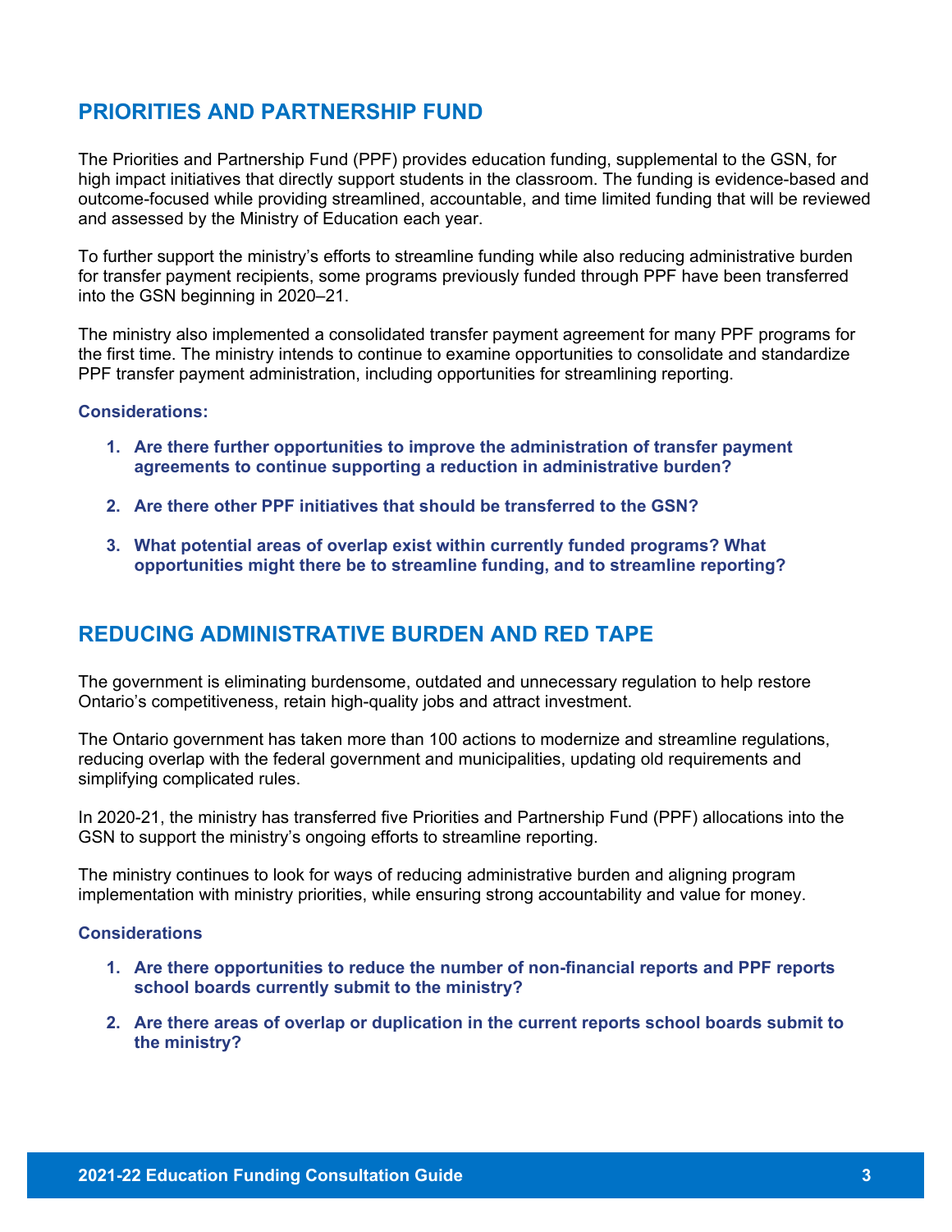## PRIORITIES AND PARTNERSHIP FUND

The Priorities and Partnership Fund (PPF) provides education funding, supplemental to the GSN, for high impact initiatives that directly support students in the classroom. The funding is evidence-based and outcome-focused while providing streamlined, accountable, and time limited funding that will be reviewed and assessed by the Ministry of Education each year.

To further support the ministry's efforts to streamline funding while also reducing administrative burden for transfer payment recipients, some programs previously funded through PPF have been transferred into the GSN beginning in 2020–21.

The ministry also implemented a consolidated transfer payment agreement for many PPF programs for the first time. The ministry intends to continue to examine opportunities to consolidate and standardize PPF transfer payment administration, including opportunities for streamlining reporting.

**Considerations:**

1. **Are there further opportunities to improve the administration of transfer payment agreements to continue supporting a reduction in administrative burden?**
2. **Are there other PPF initiatives that should be transferred to the GSN?**
3. **What potential areas of overlap exist within currently funded programs? What opportunities might there be to streamline funding, and to streamline reporting?**

## REDUCING ADMINISTRATIVE BURDEN AND RED TAPE

The government is eliminating burdensome, outdated and unnecessary regulation to help restore Ontario's competitiveness, retain high-quality jobs and attract investment.

The Ontario government has taken more than 100 actions to modernize and streamline regulations, reducing overlap with the federal government and municipalities, updating old requirements and simplifying complicated rules.

In 2020-21, the ministry has transferred five Priorities and Partnership Fund (PPF) allocations into the GSN to support the ministry's ongoing efforts to streamline reporting.

The ministry continues to look for ways of reducing administrative burden and aligning program implementation with ministry priorities, while ensuring strong accountability and value for money.

**Considerations**

1. **Are there opportunities to reduce the number of non-financial reports and PPF reports school boards currently submit to the ministry?**
2. **Are there areas of overlap or duplication in the current reports school boards submit to the ministry?**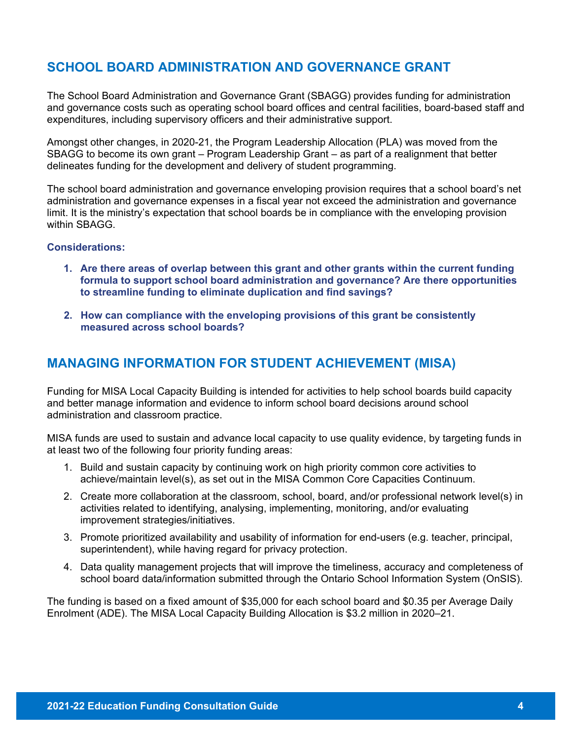## SCHOOL BOARD ADMINISTRATION AND GOVERNANCE GRANT

The School Board Administration and Governance Grant (SBAGG) provides funding for administration and governance costs such as operating school board offices and central facilities, board-based staff and expenditures, including supervisory officers and their administrative support.

Amongst other changes, in 2020-21, the Program Leadership Allocation (PLA) was moved from the SBAGG to become its own grant – Program Leadership Grant – as part of a realignment that better delineates funding for the development and delivery of student programming.

The school board administration and governance enveloping provision requires that a school board's net administration and governance expenses in a fiscal year not exceed the administration and governance limit. It is the ministry's expectation that school boards be in compliance with the enveloping provision within SBAGG.

**Considerations:**

1. **Are there areas of overlap between this grant and other grants within the current funding formula to support school board administration and governance? Are there opportunities to streamline funding to eliminate duplication and find savings?**
2. **How can compliance with the enveloping provisions of this grant be consistently measured across school boards?**

## MANAGING INFORMATION FOR STUDENT ACHIEVEMENT (MISA)

Funding for MISA Local Capacity Building is intended for activities to help school boards build capacity and better manage information and evidence to inform school board decisions around school administration and classroom practice.

MISA funds are used to sustain and advance local capacity to use quality evidence, by targeting funds in at least two of the following four priority funding areas:

1. Build and sustain capacity by continuing work on high priority common core activities to achieve/maintain level(s), as set out in the MISA Common Core Capacities Continuum.
2. Create more collaboration at the classroom, school, board, and/or professional network level(s) in activities related to identifying, analysing, implementing, monitoring, and/or evaluating improvement strategies/initiatives.
3. Promote prioritized availability and usability of information for end-users (e.g. teacher, principal, superintendent), while having regard for privacy protection.
4. Data quality management projects that will improve the timeliness, accuracy and completeness of school board data/information submitted through the Ontario School Information System (OnSIS).

The funding is based on a fixed amount of $35,000 for each school board and $0.35 per Average Daily Enrolment (ADE). The MISA Local Capacity Building Allocation is $3.2 million in 2020–21.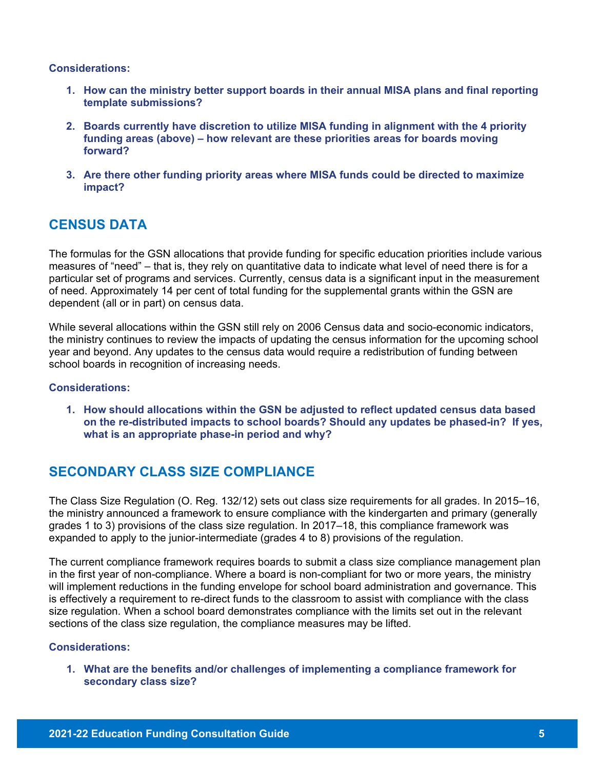**Considerations:**

1. **How can the ministry better support boards in their annual MISA plans and final reporting template submissions?**

2. **Boards currently have discretion to utilize MISA funding in alignment with the 4 priority funding areas (above) – how relevant are these priorities areas for boards moving forward?**

3. **Are there other funding priority areas where MISA funds could be directed to maximize impact?**

## CENSUS DATA

The formulas for the GSN allocations that provide funding for specific education priorities include various measures of "need" – that is, they rely on quantitative data to indicate what level of need there is for a particular set of programs and services. Currently, census data is a significant input in the measurement of need. Approximately 14 per cent of total funding for the supplemental grants within the GSN are dependent (all or in part) on census data.

While several allocations within the GSN still rely on 2006 Census data and socio-economic indicators, the ministry continues to review the impacts of updating the census information for the upcoming school year and beyond. Any updates to the census data would require a redistribution of funding between school boards in recognition of increasing needs.

**Considerations:**

1. **How should allocations within the GSN be adjusted to reflect updated census data based on the re-distributed impacts to school boards? Should any updates be phased-in? If yes, what is an appropriate phase-in period and why?**

## SECONDARY CLASS SIZE COMPLIANCE

The Class Size Regulation (O. Reg. 132/12) sets out class size requirements for all grades. In 2015–16, the ministry announced a framework to ensure compliance with the kindergarten and primary (generally grades 1 to 3) provisions of the class size regulation. In 2017–18, this compliance framework was expanded to apply to the junior-intermediate (grades 4 to 8) provisions of the regulation.

The current compliance framework requires boards to submit a class size compliance management plan in the first year of non-compliance. Where a board is non-compliant for two or more years, the ministry will implement reductions in the funding envelope for school board administration and governance. This is effectively a requirement to re-direct funds to the classroom to assist with compliance with the class size regulation. When a school board demonstrates compliance with the limits set out in the relevant sections of the class size regulation, the compliance measures may be lifted.

**Considerations:**

1. **What are the benefits and/or challenges of implementing a compliance framework for secondary class size?**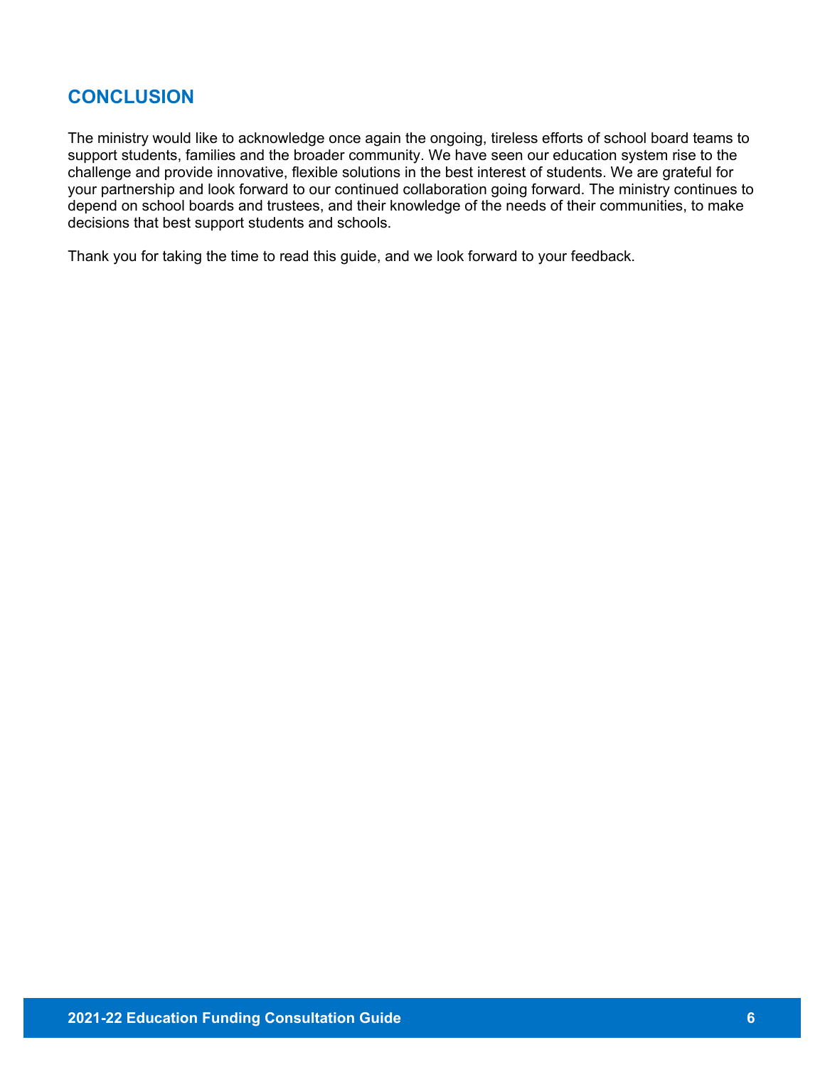## CONCLUSION

The ministry would like to acknowledge once again the ongoing, tireless efforts of school board teams to support students, families and the broader community. We have seen our education system rise to the challenge and provide innovative, flexible solutions in the best interest of students. We are grateful for your partnership and look forward to our continued collaboration going forward. The ministry continues to depend on school boards and trustees, and their knowledge of the needs of their communities, to make decisions that best support students and schools.

Thank you for taking the time to read this guide, and we look forward to your feedback.